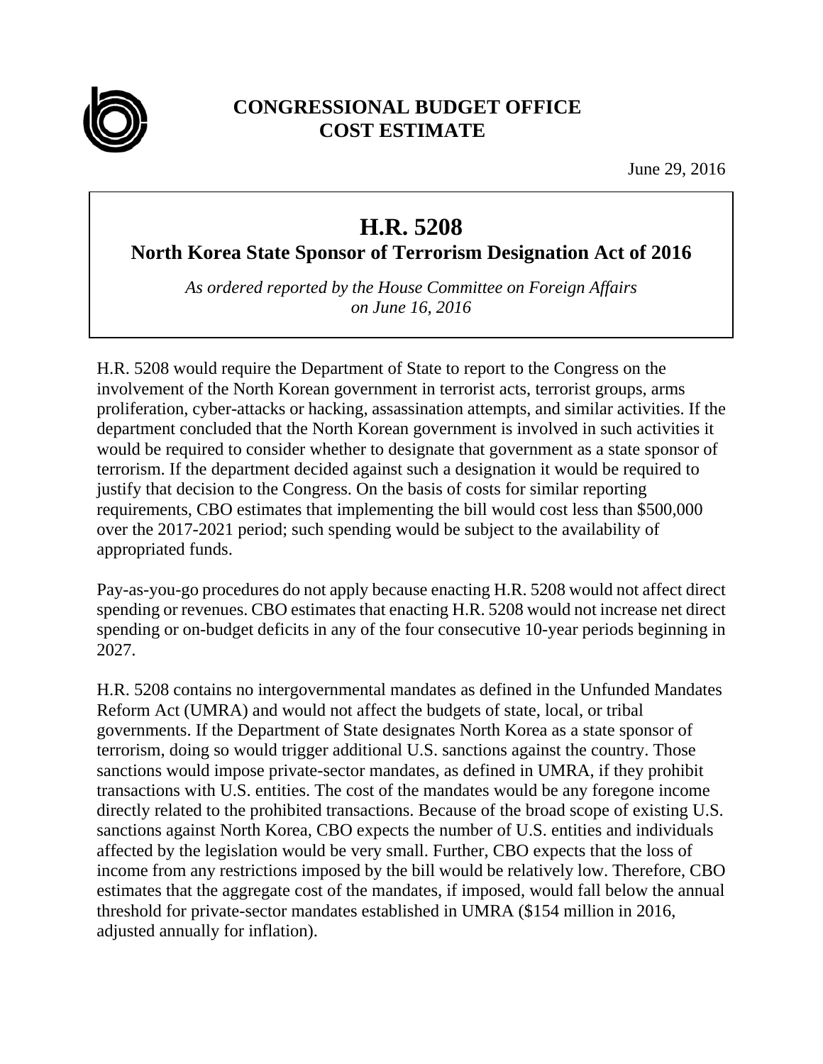# CONGRESSIONAL BUDGET OFFICE
# COST ESTIMATE

June 29, 2016

## H.R. 5208
## North Korea State Sponsor of Terrorism Designation Act of 2016

*As ordered reported by the House Committee on Foreign Affairs on June 16, 2016*

H.R. 5208 would require the Department of State to report to the Congress on the involvement of the North Korean government in terrorist acts, terrorist groups, arms proliferation, cyber-attacks or hacking, assassination attempts, and similar activities. If the department concluded that the North Korean government is involved in such activities it would be required to consider whether to designate that government as a state sponsor of terrorism. If the department decided against such a designation it would be required to justify that decision to the Congress. On the basis of costs for similar reporting requirements, CBO estimates that implementing the bill would cost less than $500,000 over the 2017-2021 period; such spending would be subject to the availability of appropriated funds.

Pay-as-you-go procedures do not apply because enacting H.R. 5208 would not affect direct spending or revenues. CBO estimates that enacting H.R. 5208 would not increase net direct spending or on-budget deficits in any of the four consecutive 10-year periods beginning in 2027.

H.R. 5208 contains no intergovernmental mandates as defined in the Unfunded Mandates Reform Act (UMRA) and would not affect the budgets of state, local, or tribal governments. If the Department of State designates North Korea as a state sponsor of terrorism, doing so would trigger additional U.S. sanctions against the country. Those sanctions would impose private-sector mandates, as defined in UMRA, if they prohibit transactions with U.S. entities. The cost of the mandates would be any foregone income directly related to the prohibited transactions. Because of the broad scope of existing U.S. sanctions against North Korea, CBO expects the number of U.S. entities and individuals affected by the legislation would be very small. Further, CBO expects that the loss of income from any restrictions imposed by the bill would be relatively low. Therefore, CBO estimates that the aggregate cost of the mandates, if imposed, would fall below the annual threshold for private-sector mandates established in UMRA ($154 million in 2016, adjusted annually for inflation).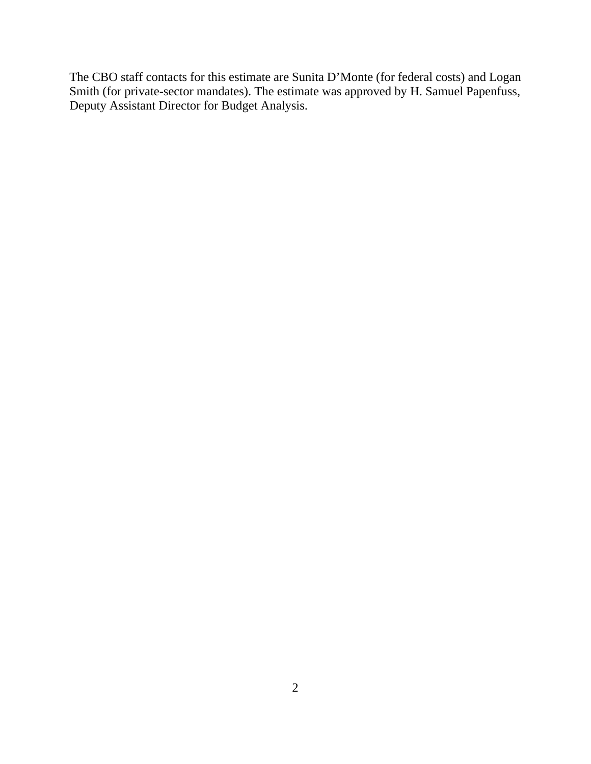The CBO staff contacts for this estimate are Sunita D'Monte (for federal costs) and Logan Smith (for private-sector mandates). The estimate was approved by H. Samuel Papenfuss, Deputy Assistant Director for Budget Analysis.